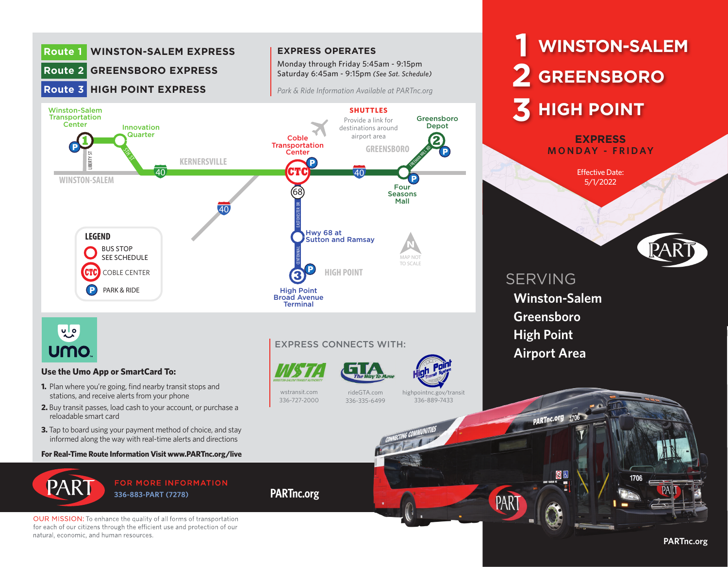**Route 1** WINSTON-SALEM EXPRESS

**Route 2** GREENSBORO EXPRESS

**Route 3** HIGH POINT EXPRESS

## EXPRESS OPERATES

Monday through Friday 5:45am - 9:15pm
Saturday 6:45am - 9:15pm *(See Sat. Schedule)*

*Park & Ride Information Available at PARTnc.org*

Winston-Salem Transportation Center

Innovation Quarter

LIBERTY ST

5TH ST

40

KERNERSVILLE

WINSTON-SALEM

40

**SHUTTLES**
Provide a link for destinations around airport area

Coble Transportation Center

GREENSBORO

Greensboro Depot

FREEMAN MILL RD

40

Four Seasons Mall

68

EASTCHESTER DR

Hwy 68 at Sutton and Ramsay

CENTENNIAL

HIGH POINT

High Point Broad Avenue Terminal

MAP NOT TO SCALE

**LEGEND**
- BUS STOP SEE SCHEDULE
- CTC COBLE CENTER
- P PARK & RIDE

umo

**Use the Umo App or SmartCard To:**

1. Plan where you're going, find nearby transit stops and stations, and receive alerts from your phone
2. Buy transit passes, load cash to your account, or purchase a reloadable smart card
3. Tap to board using your payment method of choice, and stay informed along the way with real-time alerts and directions

**For Real-Time Route Information Visit www.PARTnc.org/live**

## EXPRESS CONNECTS WITH:

| WSTA | GTA | High Point Transit System |
|---|---|---|
| wstransit.com | rideGTA.com | highpointnc.gov/transit |
| 336-727-2000 | 336-335-6499 | 336-889-7433 |

PART

FOR MORE INFORMATION
336-883-PART (7278)

PARTnc.org

OUR MISSION: To enhance the quality of all forms of transportation for each of our citizens through the efficient use and protection of our natural, economic, and human resources.

# 1 WINSTON-SALEM
# 2 GREENSBORO
# 3 HIGH POINT

**EXPRESS**
**MONDAY - FRIDAY**

Effective Date:
5/1/2022

PART

## SERVING
**Winston-Salem**
**Greensboro**
**High Point**
**Airport Area**

PARTnc.org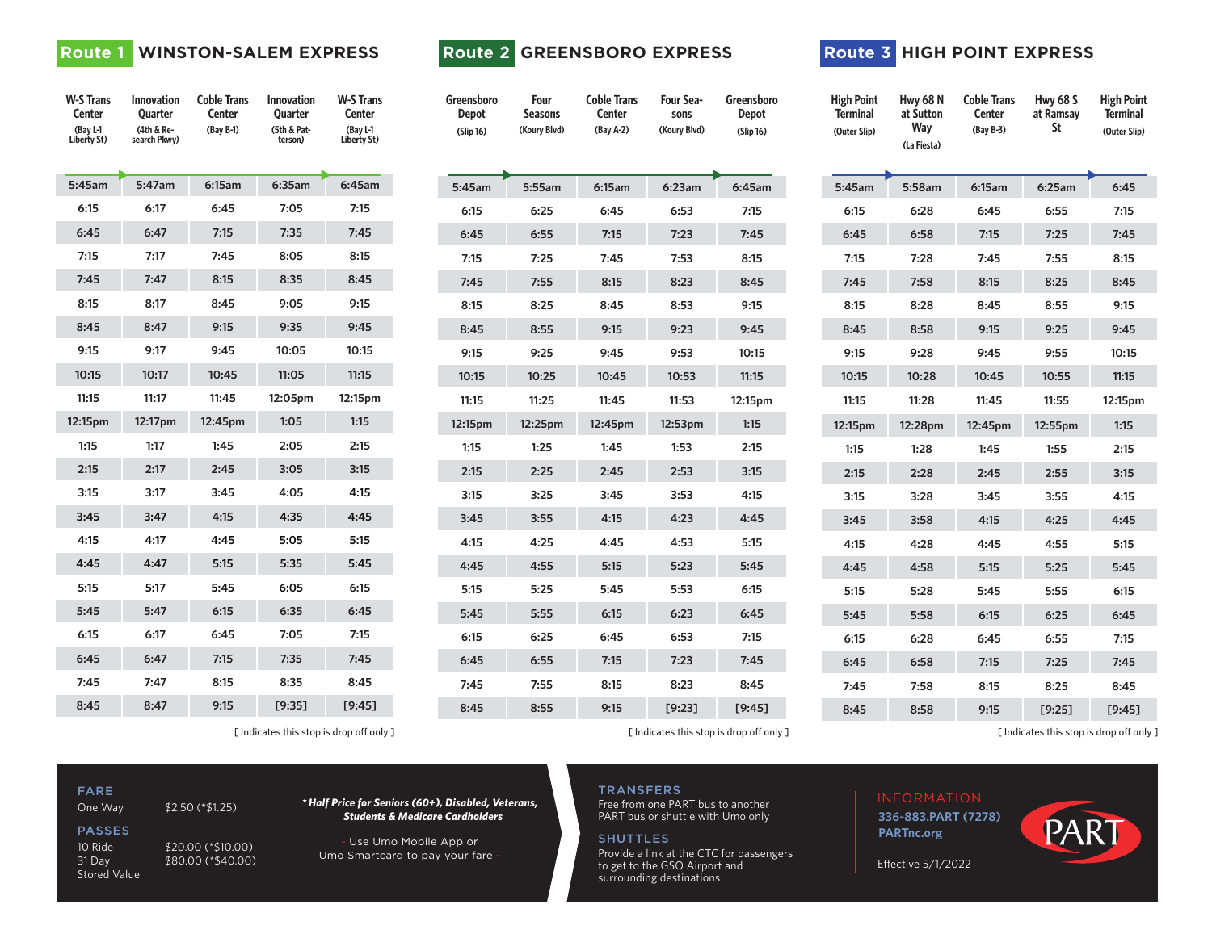## Route 1 WINSTON-SALEM EXPRESS

| W-S Trans Center (Bay L-1 Liberty St) | Innovation Quarter (4th & Research Pkwy) | Coble Trans Center (Bay B-1) | Innovation Quarter (5th & Patterson) | W-S Trans Center (Bay L-1 Liberty St) |
|---|---|---|---|---|
| 5:45am | 5:47am | 6:15am | 6:35am | 6:45am |
| 6:15 | 6:17 | 6:45 | 7:05 | 7:15 |
| 6:45 | 6:47 | 7:15 | 7:35 | 7:45 |
| 7:15 | 7:17 | 7:45 | 8:05 | 8:15 |
| 7:45 | 7:47 | 8:15 | 8:35 | 8:45 |
| 8:15 | 8:17 | 8:45 | 9:05 | 9:15 |
| 8:45 | 8:47 | 9:15 | 9:35 | 9:45 |
| 9:15 | 9:17 | 9:45 | 10:05 | 10:15 |
| 10:15 | 10:17 | 10:45 | 11:05 | 11:15 |
| 11:15 | 11:17 | 11:45 | 12:05pm | 12:15pm |
| 12:15pm | 12:17pm | 12:45pm | 1:05 | 1:15 |
| 1:15 | 1:17 | 1:45 | 2:05 | 2:15 |
| 2:15 | 2:17 | 2:45 | 3:05 | 3:15 |
| 3:15 | 3:17 | 3:45 | 4:05 | 4:15 |
| 3:45 | 3:47 | 4:15 | 4:35 | 4:45 |
| 4:15 | 4:17 | 4:45 | 5:05 | 5:15 |
| 4:45 | 4:47 | 5:15 | 5:35 | 5:45 |
| 5:15 | 5:17 | 5:45 | 6:05 | 6:15 |
| 5:45 | 5:47 | 6:15 | 6:35 | 6:45 |
| 6:15 | 6:17 | 6:45 | 7:05 | 7:15 |
| 6:45 | 6:47 | 7:15 | 7:35 | 7:45 |
| 7:45 | 7:47 | 8:15 | 8:35 | 8:45 |
| 8:45 | 8:47 | 9:15 | [9:35] | [9:45] |

[ Indicates this stop is drop off only ]

## Route 2 GREENSBORO EXPRESS

| Greensboro Depot (Slip 16) | Four Seasons (Koury Blvd) | Coble Trans Center (Bay A-2) | Four Seasons (Koury Blvd) | Greensboro Depot (Slip 16) |
|---|---|---|---|---|
| 5:45am | 5:55am | 6:15am | 6:23am | 6:45am |
| 6:15 | 6:25 | 6:45 | 6:53 | 7:15 |
| 6:45 | 6:55 | 7:15 | 7:23 | 7:45 |
| 7:15 | 7:25 | 7:45 | 7:53 | 8:15 |
| 7:45 | 7:55 | 8:15 | 8:23 | 8:45 |
| 8:15 | 8:25 | 8:45 | 8:53 | 9:15 |
| 8:45 | 8:55 | 9:15 | 9:23 | 9:45 |
| 9:15 | 9:25 | 9:45 | 9:53 | 10:15 |
| 10:15 | 10:25 | 10:45 | 10:53 | 11:15 |
| 11:15 | 11:25 | 11:45 | 11:53 | 12:15pm |
| 12:15pm | 12:25pm | 12:45pm | 12:53pm | 1:15 |
| 1:15 | 1:25 | 1:45 | 1:53 | 2:15 |
| 2:15 | 2:25 | 2:45 | 2:53 | 3:15 |
| 3:15 | 3:25 | 3:45 | 3:53 | 4:15 |
| 3:45 | 3:55 | 4:15 | 4:23 | 4:45 |
| 4:15 | 4:25 | 4:45 | 4:53 | 5:15 |
| 4:45 | 4:55 | 5:15 | 5:23 | 5:45 |
| 5:15 | 5:25 | 5:45 | 5:53 | 6:15 |
| 5:45 | 5:55 | 6:15 | 6:23 | 6:45 |
| 6:15 | 6:25 | 6:45 | 6:53 | 7:15 |
| 6:45 | 6:55 | 7:15 | 7:23 | 7:45 |
| 7:45 | 7:55 | 8:15 | 8:23 | 8:45 |
| 8:45 | 8:55 | 9:15 | [9:23] | [9:45] |

[ Indicates this stop is drop off only ]

## Route 3 HIGH POINT EXPRESS

| High Point Terminal (Outer Slip) | Hwy 68 N at Sutton Way (La Fiesta) | Coble Trans Center (Bay B-3) | Hwy 68 S at Ramsay St | High Point Terminal (Outer Slip) |
|---|---|---|---|---|
| 5:45am | 5:58am | 6:15am | 6:25am | 6:45 |
| 6:15 | 6:28 | 6:45 | 6:55 | 7:15 |
| 6:45 | 6:58 | 7:15 | 7:25 | 7:45 |
| 7:15 | 7:28 | 7:45 | 7:55 | 8:15 |
| 7:45 | 7:58 | 8:15 | 8:25 | 8:45 |
| 8:15 | 8:28 | 8:45 | 8:55 | 9:15 |
| 8:45 | 8:58 | 9:15 | 9:25 | 9:45 |
| 9:15 | 9:28 | 9:45 | 9:55 | 10:15 |
| 10:15 | 10:28 | 10:45 | 10:55 | 11:15 |
| 11:15 | 11:28 | 11:45 | 11:55 | 12:15pm |
| 12:15pm | 12:28pm | 12:45pm | 12:55pm | 1:15 |
| 1:15 | 1:28 | 1:45 | 1:55 | 2:15 |
| 2:15 | 2:28 | 2:45 | 2:55 | 3:15 |
| 3:15 | 3:28 | 3:45 | 3:55 | 4:15 |
| 3:45 | 3:58 | 4:15 | 4:25 | 4:45 |
| 4:15 | 4:28 | 4:45 | 4:55 | 5:15 |
| 4:45 | 4:58 | 5:15 | 5:25 | 5:45 |
| 5:15 | 5:28 | 5:45 | 5:55 | 6:15 |
| 5:45 | 5:58 | 6:15 | 6:25 | 6:45 |
| 6:15 | 6:28 | 6:45 | 6:55 | 7:15 |
| 6:45 | 6:58 | 7:15 | 7:25 | 7:45 |
| 7:45 | 7:58 | 8:15 | 8:25 | 8:45 |
| 8:45 | 8:58 | 9:15 | [9:25] | [9:45] |

[ Indicates this stop is drop off only ]

### FARE

| | |
|---|---|
| One Way | $2.50 (*$1.25) |

### PASSES

| | |
|---|---|
| 10 Ride | $20.00 (*$10.00) |
| 31 Day | $80.00 (*$40.00) |
| Stored Value | |

***Half Price for Seniors (60+), Disabled, Veterans, Students & Medicare Cardholders***

- Use Umo Mobile App or Umo Smartcard to pay your fare -

### TRANSFERS

Free from one PART bus to another PART bus or shuttle with Umo only

### SHUTTLES

Provide a link at the CTC for passengers to get to the GSO Airport and surrounding destinations

### INFORMATION

**336-883.PART (7278)**
**PARTnc.org**

Effective 5/1/2022

PART